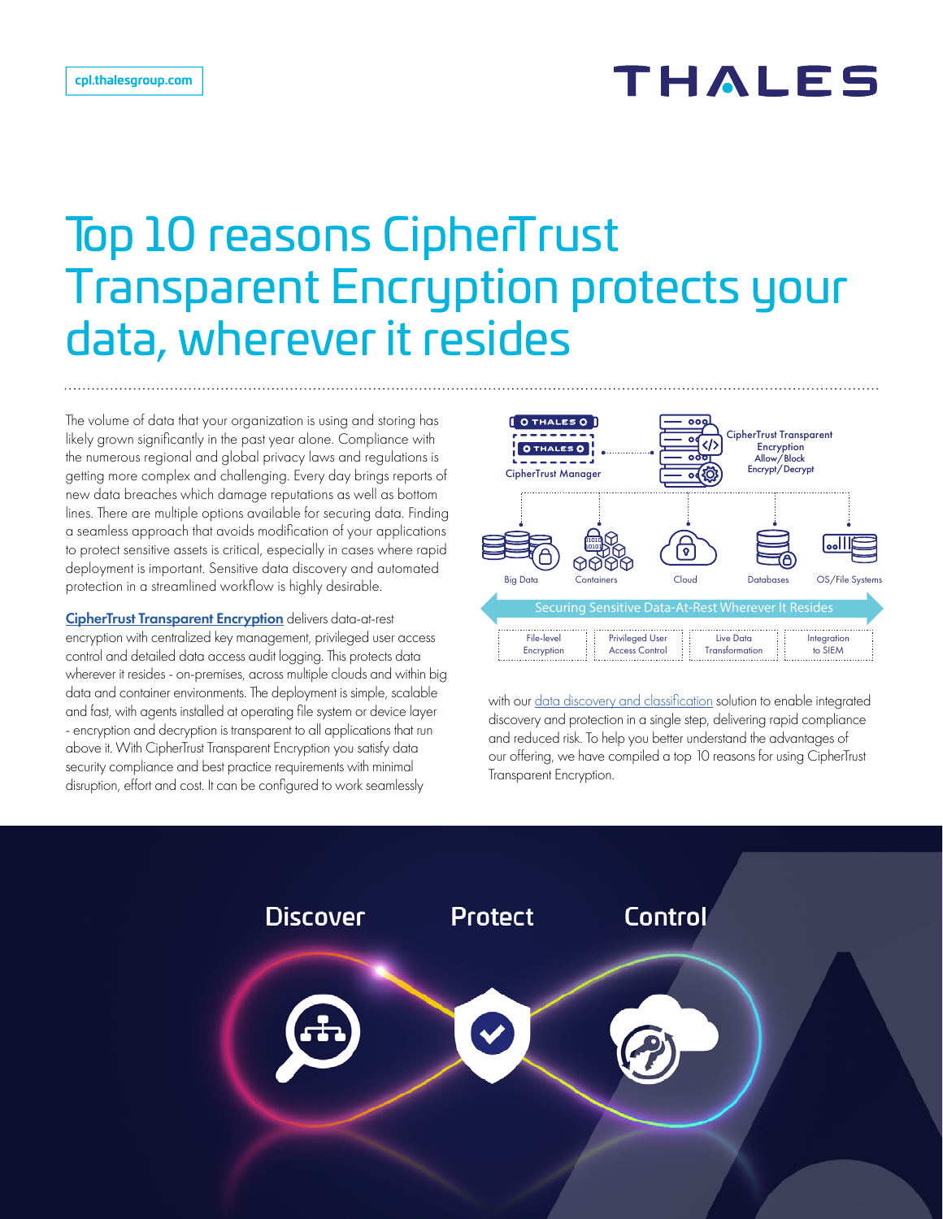cpl.thalesgroup.com

# Top 10 reasons CipherTrust Transparent Encryption protects your data, wherever it resides

The volume of data that your organization is using and storing has likely grown significantly in the past year alone. Compliance with the numerous regional and global privacy laws and regulations is getting more complex and challenging. Every day brings reports of new data breaches which damage reputations as well as bottom lines. There are multiple options available for securing data. Finding a seamless approach that avoids modification of your applications to protect sensitive assets is critical, especially in cases where rapid deployment is important. Sensitive data discovery and automated protection in a streamlined workflow is highly desirable.

**CipherTrust Transparent Encryption** delivers data-at-rest encryption with centralized key management, privileged user access control and detailed data access audit logging. This protects data wherever it resides - on-premises, across multiple clouds and within big data and container environments. The deployment is simple, scalable and fast, with agents installed at operating file system or device layer - encryption and decryption is transparent to all applications that run above it. With CipherTrust Transparent Encryption you satisfy data security compliance and best practice requirements with minimal disruption, effort and cost. It can be configured to work seamlessly with our data discovery and classification solution to enable integrated discovery and protection in a single step, delivering rapid compliance and reduced risk. To help you better understand the advantages of our offering, we have compiled a top 10 reasons for using CipherTrust Transparent Encryption.

Discover Protect Control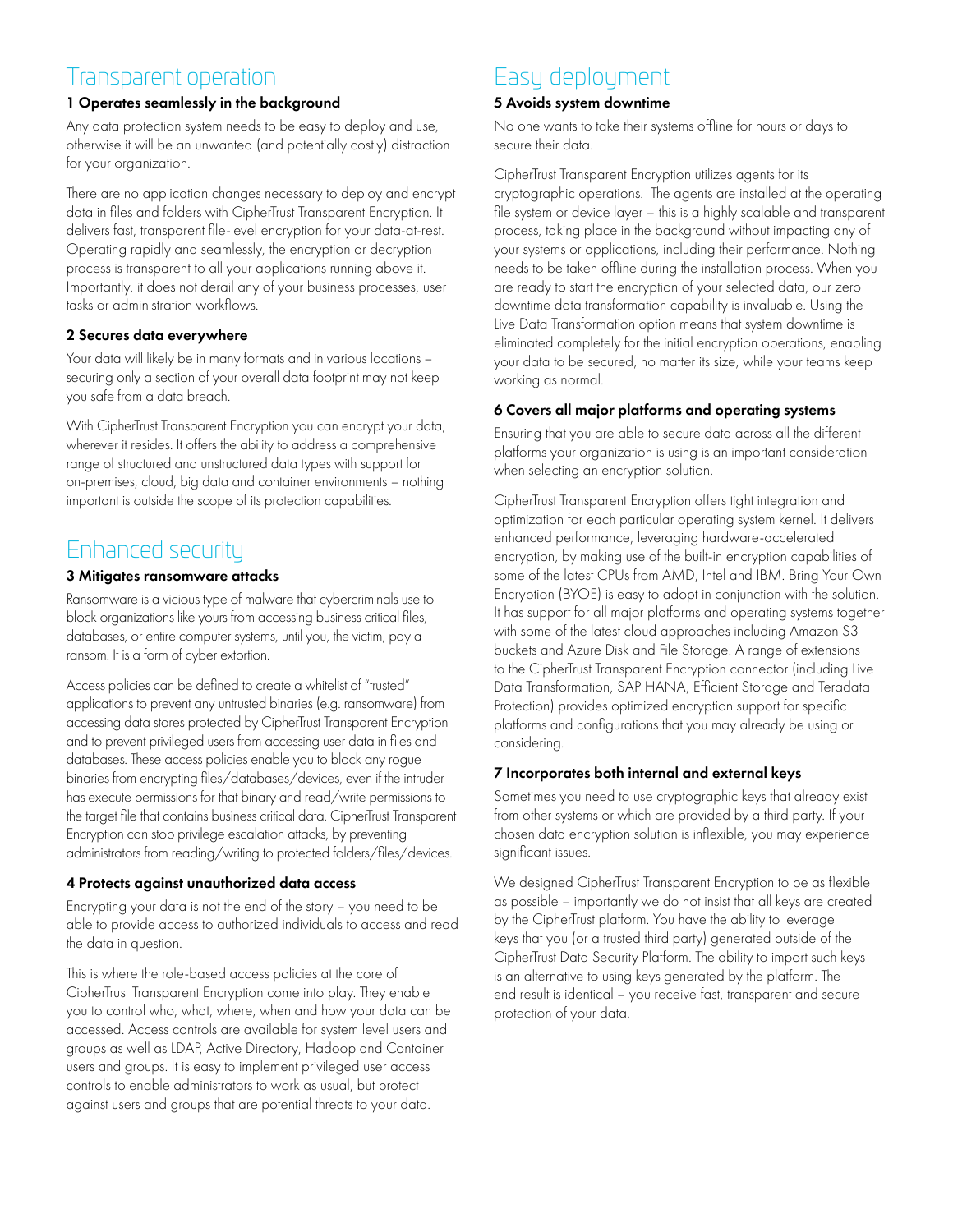## Transparent operation

### 1 Operates seamlessly in the background

Any data protection system needs to be easy to deploy and use, otherwise it will be an unwanted (and potentially costly) distraction for your organization.

There are no application changes necessary to deploy and encrypt data in files and folders with CipherTrust Transparent Encryption. It delivers fast, transparent file-level encryption for your data-at-rest. Operating rapidly and seamlessly, the encryption or decryption process is transparent to all your applications running above it. Importantly, it does not derail any of your business processes, user tasks or administration workflows.

### 2 Secures data everywhere

Your data will likely be in many formats and in various locations – securing only a section of your overall data footprint may not keep you safe from a data breach.

With CipherTrust Transparent Encryption you can encrypt your data, wherever it resides. It offers the ability to address a comprehensive range of structured and unstructured data types with support for on-premises, cloud, big data and container environments – nothing important is outside the scope of its protection capabilities.

## Enhanced security

### 3 Mitigates ransomware attacks

Ransomware is a vicious type of malware that cybercriminals use to block organizations like yours from accessing business critical files, databases, or entire computer systems, until you, the victim, pay a ransom. It is a form of cyber extortion.

Access policies can be defined to create a whitelist of "trusted" applications to prevent any untrusted binaries (e.g. ransomware) from accessing data stores protected by CipherTrust Transparent Encryption and to prevent privileged users from accessing user data in files and databases. These access policies enable you to block any rogue binaries from encrypting files/databases/devices, even if the intruder has execute permissions for that binary and read/write permissions to the target file that contains business critical data. CipherTrust Transparent Encryption can stop privilege escalation attacks, by preventing administrators from reading/writing to protected folders/files/devices.

### 4 Protects against unauthorized data access

Encrypting your data is not the end of the story – you need to be able to provide access to authorized individuals to access and read the data in question.

This is where the role-based access policies at the core of CipherTrust Transparent Encryption come into play. They enable you to control who, what, where, when and how your data can be accessed. Access controls are available for system level users and groups as well as LDAP, Active Directory, Hadoop and Container users and groups. It is easy to implement privileged user access controls to enable administrators to work as usual, but protect against users and groups that are potential threats to your data.

## Easy deployment

### 5 Avoids system downtime

No one wants to take their systems offline for hours or days to secure their data.

CipherTrust Transparent Encryption utilizes agents for its cryptographic operations. The agents are installed at the operating file system or device layer – this is a highly scalable and transparent process, taking place in the background without impacting any of your systems or applications, including their performance. Nothing needs to be taken offline during the installation process. When you are ready to start the encryption of your selected data, our zero downtime data transformation capability is invaluable. Using the Live Data Transformation option means that system downtime is eliminated completely for the initial encryption operations, enabling your data to be secured, no matter its size, while your teams keep working as normal.

### 6 Covers all major platforms and operating systems

Ensuring that you are able to secure data across all the different platforms your organization is using is an important consideration when selecting an encryption solution.

CipherTrust Transparent Encryption offers tight integration and optimization for each particular operating system kernel. It delivers enhanced performance, leveraging hardware-accelerated encryption, by making use of the built-in encryption capabilities of some of the latest CPUs from AMD, Intel and IBM. Bring Your Own Encryption (BYOE) is easy to adopt in conjunction with the solution. It has support for all major platforms and operating systems together with some of the latest cloud approaches including Amazon S3 buckets and Azure Disk and File Storage. A range of extensions to the CipherTrust Transparent Encryption connector (including Live Data Transformation, SAP HANA, Efficient Storage and Teradata Protection) provides optimized encryption support for specific platforms and configurations that you may already be using or considering.

### 7 Incorporates both internal and external keys

Sometimes you need to use cryptographic keys that already exist from other systems or which are provided by a third party. If your chosen data encryption solution is inflexible, you may experience significant issues.

We designed CipherTrust Transparent Encryption to be as flexible as possible – importantly we do not insist that all keys are created by the CipherTrust platform. You have the ability to leverage keys that you (or a trusted third party) generated outside of the CipherTrust Data Security Platform. The ability to import such keys is an alternative to using keys generated by the platform. The end result is identical – you receive fast, transparent and secure protection of your data.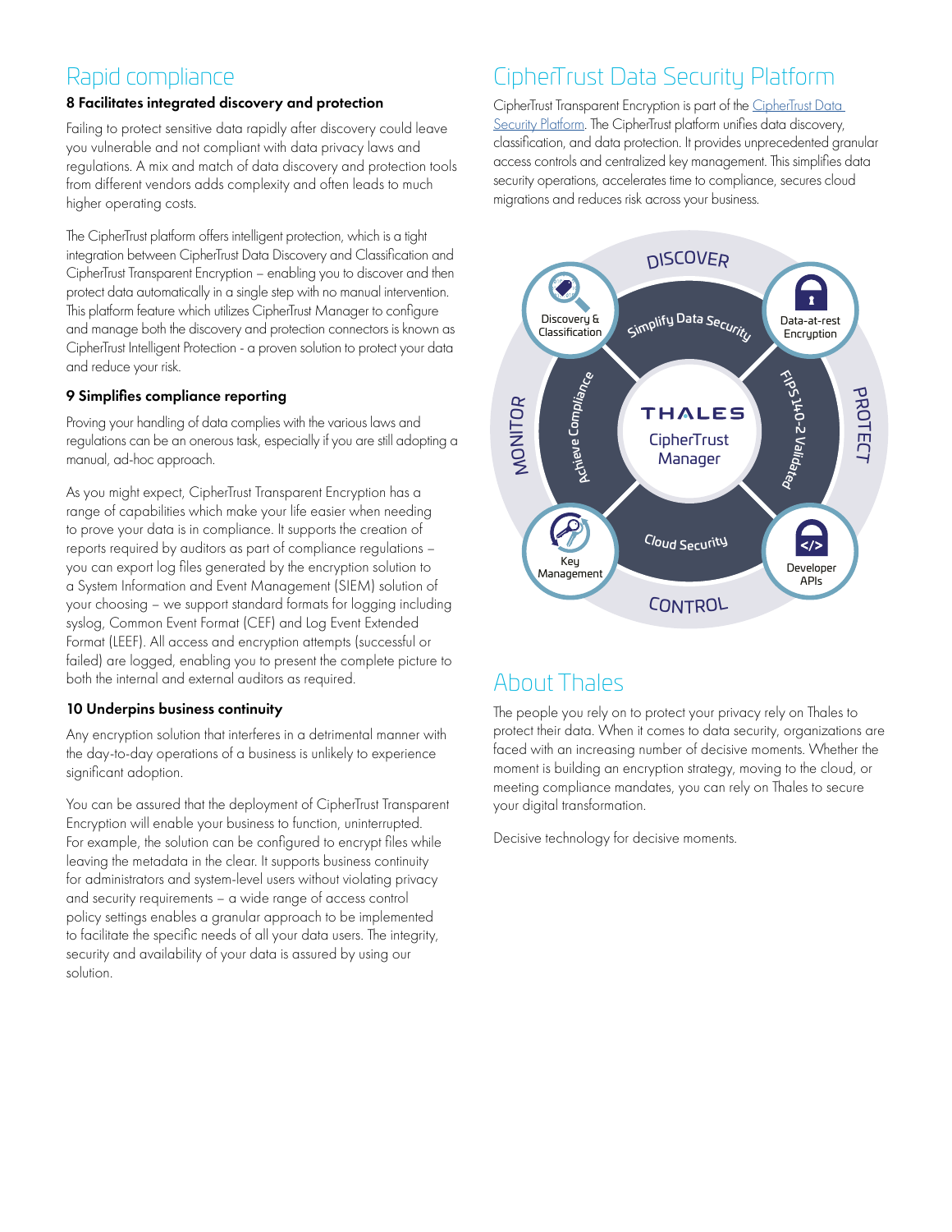## Rapid compliance

### 8 Facilitates integrated discovery and protection

Failing to protect sensitive data rapidly after discovery could leave you vulnerable and not compliant with data privacy laws and regulations. A mix and match of data discovery and protection tools from different vendors adds complexity and often leads to much higher operating costs.

The CipherTrust platform offers intelligent protection, which is a tight integration between CipherTrust Data Discovery and Classification and CipherTrust Transparent Encryption – enabling you to discover and then protect data automatically in a single step with no manual intervention. This platform feature which utilizes CipherTrust Manager to configure and manage both the discovery and protection connectors is known as CipherTrust Intelligent Protection - a proven solution to protect your data and reduce your risk.

### 9 Simplifies compliance reporting

Proving your handling of data complies with the various laws and regulations can be an onerous task, especially if you are still adopting a manual, ad-hoc approach.

As you might expect, CipherTrust Transparent Encryption has a range of capabilities which make your life easier when needing to prove your data is in compliance. It supports the creation of reports required by auditors as part of compliance regulations – you can export log files generated by the encryption solution to a System Information and Event Management (SIEM) solution of your choosing – we support standard formats for logging including syslog, Common Event Format (CEF) and Log Event Extended Format (LEEF). All access and encryption attempts (successful or failed) are logged, enabling you to present the complete picture to both the internal and external auditors as required.

### 10 Underpins business continuity

Any encryption solution that interferes in a detrimental manner with the day-to-day operations of a business is unlikely to experience significant adoption.

You can be assured that the deployment of CipherTrust Transparent Encryption will enable your business to function, uninterrupted. For example, the solution can be configured to encrypt files while leaving the metadata in the clear. It supports business continuity for administrators and system-level users without violating privacy and security requirements – a wide range of access control policy settings enables a granular approach to be implemented to facilitate the specific needs of all your data users. The integrity, security and availability of your data is assured by using our solution.

## CipherTrust Data Security Platform

CipherTrust Transparent Encryption is part of the CipherTrust Data Security Platform. The CipherTrust platform unifies data discovery, classification, and data protection. It provides unprecedented granular access controls and centralized key management. This simplifies data security operations, accelerates time to compliance, secures cloud migrations and reduces risk across your business.

DISCOVER · PROTECT · CONTROL · MONITOR

Discovery & Classification · Data-at-rest Encryption · Developer APIs · Key Management

Simplify Data Security · FIPS 140-2 Validated · Cloud Security · Achieve Compliance

THALES CipherTrust Manager

## About Thales

The people you rely on to protect your privacy rely on Thales to protect their data. When it comes to data security, organizations are faced with an increasing number of decisive moments. Whether the moment is building an encryption strategy, moving to the cloud, or meeting compliance mandates, you can rely on Thales to secure your digital transformation.

Decisive technology for decisive moments.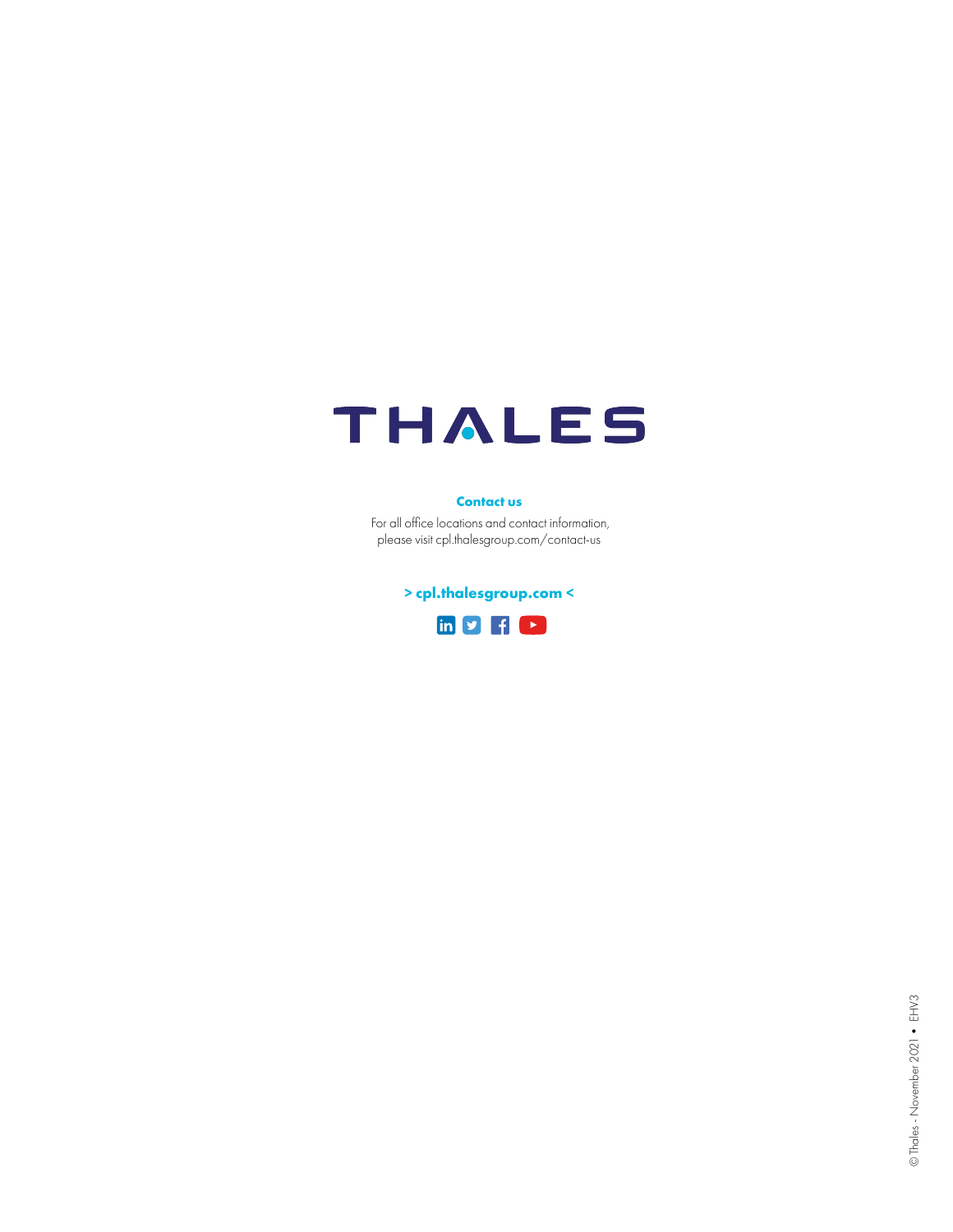THALES

**Contact us**

For all office locations and contact information, please visit cpl.thalesgroup.com/contact-us

**> cpl.thalesgroup.com <**

© Thales - November 2021 • EHV3